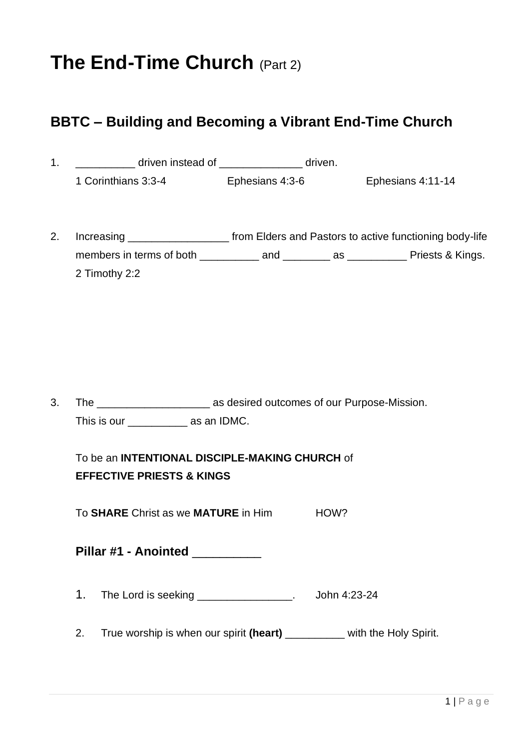# The End-Time Church (Part 2)

## BBTC – Building and Becoming a Vibrant End-Time Church

1. __________ driven instead of ______________ driven.
   1 Corinthians 3:3-4 Ephesians 4:3-6 Ephesians 4:11-14

2. Increasing _________________ from Elders and Pastors to active functioning body-life members in terms of both __________ and ________ as __________ Priests & Kings.
   2 Timothy 2:2

3. The ___________________ as desired outcomes of our Purpose-Mission.
   This is our __________ as an IDMC.

   To be an **INTENTIONAL DISCIPLE-MAKING CHURCH** of
   **EFFECTIVE PRIESTS & KINGS**

   To **SHARE** Christ as we **MATURE** in Him HOW?

   ### Pillar #1 - Anointed __________

   1. The Lord is seeking ________________. John 4:23-24

   2. True worship is when our spirit **(heart)** __________ with the Holy Spirit.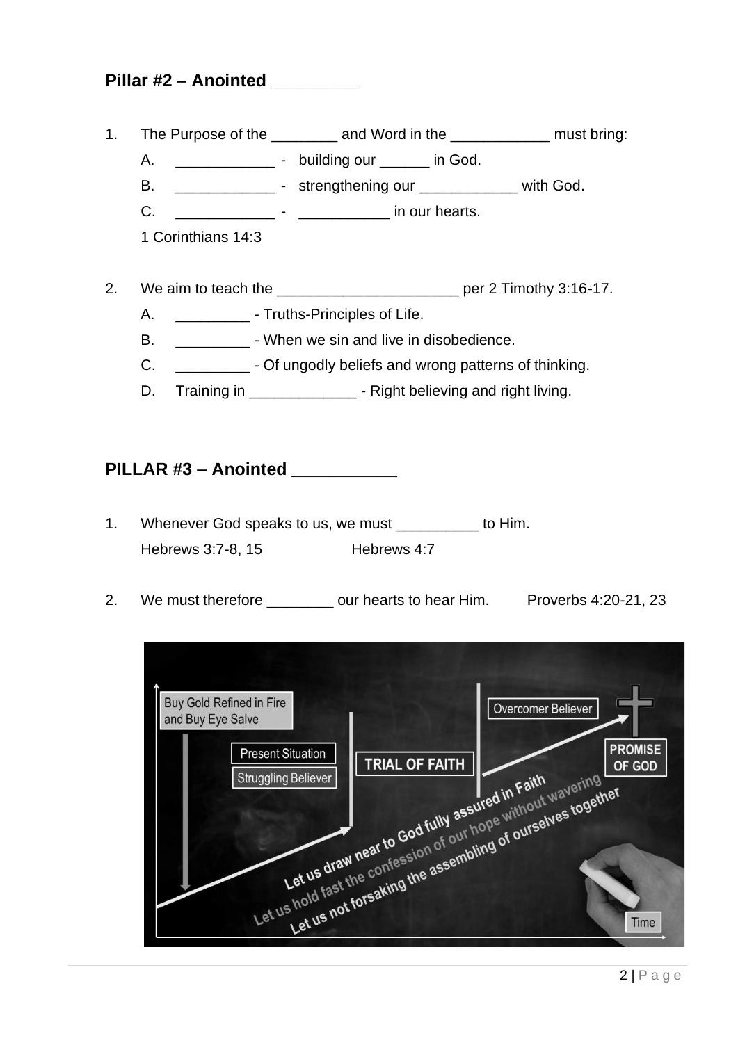## Pillar #2 – Anointed _________

1. The Purpose of the ________ and Word in the ____________ must bring:
   - A. ____________ - building our ______ in God.
   - B. ____________ - strengthening our ____________ with God.
   - C. ____________ - ___________ in our hearts.

   1 Corinthians 14:3

2. We aim to teach the ______________________ per 2 Timothy 3:16-17.
   - A. _________ - Truths-Principles of Life.
   - B. _________ - When we sin and live in disobedience.
   - C. _________ - Of ungodly beliefs and wrong patterns of thinking.
   - D. Training in _____________ - Right believing and right living.

## PILLAR #3 – Anointed ___________

1. Whenever God speaks to us, we must __________ to Him.
   Hebrews 3:7-8, 15 Hebrews 4:7

2. We must therefore ________ our hearts to hear Him. Proverbs 4:20-21, 23

Buy Gold Refined in Fire and Buy Eye Salve

Present Situation

Struggling Believer

TRIAL OF FAITH

Overcomer Believer

PROMISE OF GOD

Let us draw near to God fully assured in Faith

Let us hold fast the confession of our hope without wavering

Let us not forsaking the assembling of ourselves together

Time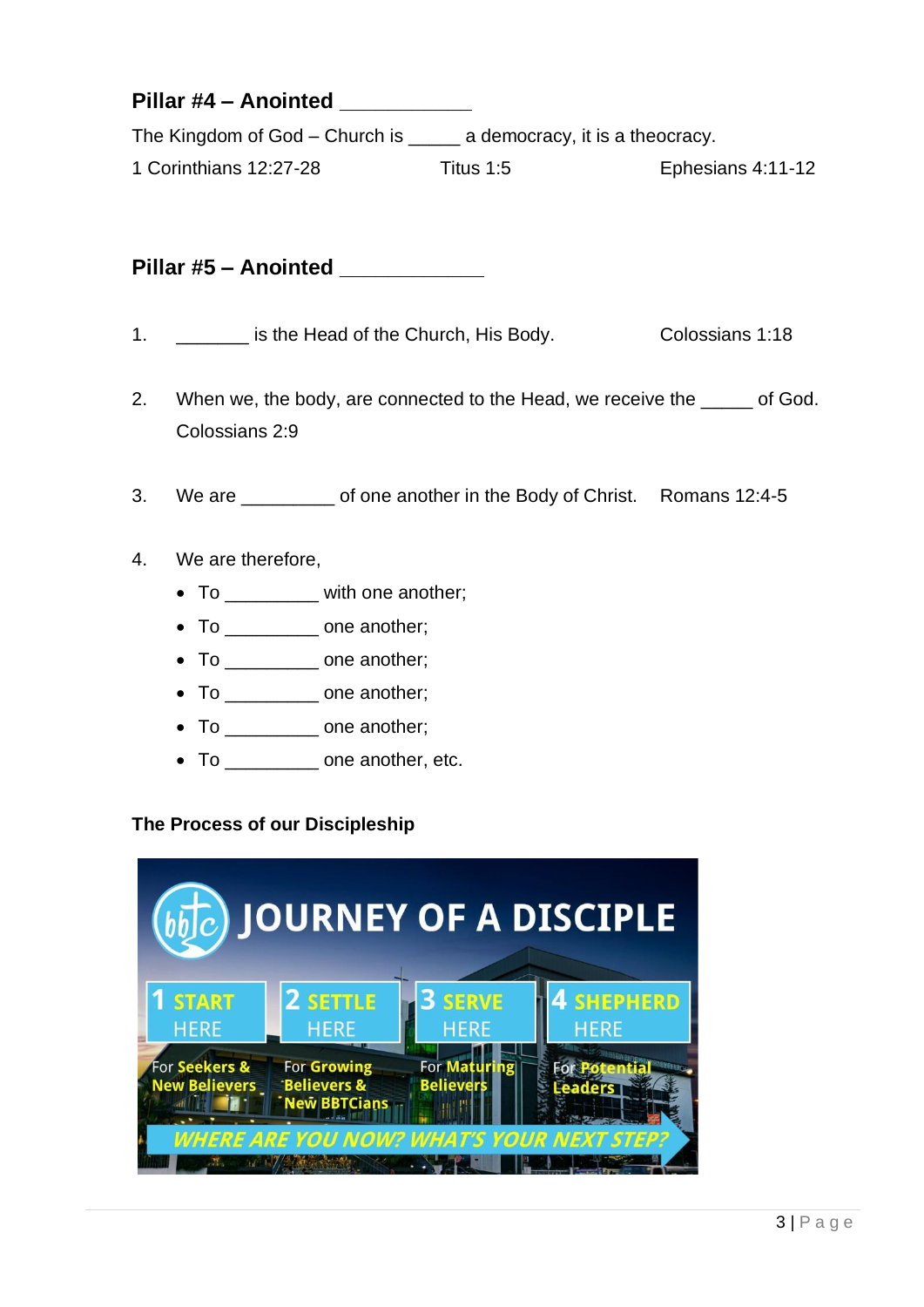**Pillar #4 – Anointed ____________**

The Kingdom of God – Church is _____ a democracy, it is a theocracy.

1 Corinthians 12:27-28 Titus 1:5 Ephesians 4:11-12

**Pillar #5 – Anointed _____________**

1. _______ is the Head of the Church, His Body. Colossians 1:18

2. When we, the body, are connected to the Head, we receive the _____ of God. Colossians 2:9

3. We are _________ of one another in the Body of Christ. Romans 12:4-5

4. We are therefore,
   - To _________ with one another;
   - To _________ one another;
   - To _________ one another;
   - To _________ one another;
   - To _________ one another;
   - To _________ one another, etc.

**The Process of our Discipleship**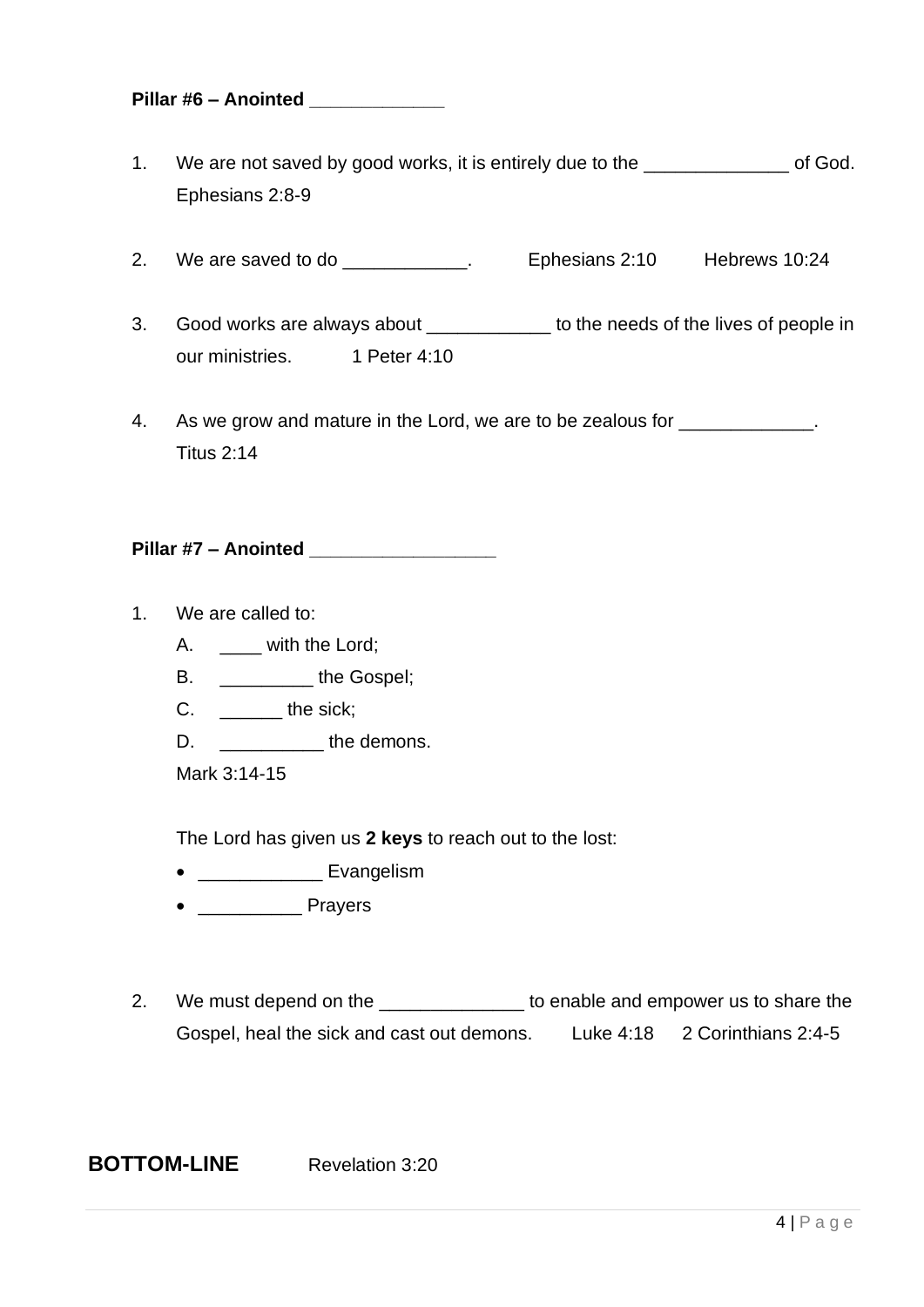**Pillar #6 – Anointed ____________**

1. We are not saved by good works, it is entirely due to the ______________ of God. Ephesians 2:8-9

2. We are saved to do ____________. Ephesians 2:10 Hebrews 10:24

3. Good works are always about ____________ to the needs of the lives of people in our ministries. 1 Peter 4:10

4. As we grow and mature in the Lord, we are to be zealous for _____________. Titus 2:14

**Pillar #7 – Anointed _________________**

1. We are called to:
   A. ____ with the Lord;
   B. _________ the Gospel;
   C. ______ the sick;
   D. __________ the demons.

   Mark 3:14-15

   The Lord has given us **2 keys** to reach out to the lost:

   - ____________ Evangelism
   - __________ Prayers

2. We must depend on the ______________ to enable and empower us to share the Gospel, heal the sick and cast out demons. Luke 4:18 2 Corinthians 2:4-5

**BOTTOM-LINE** Revelation 3:20